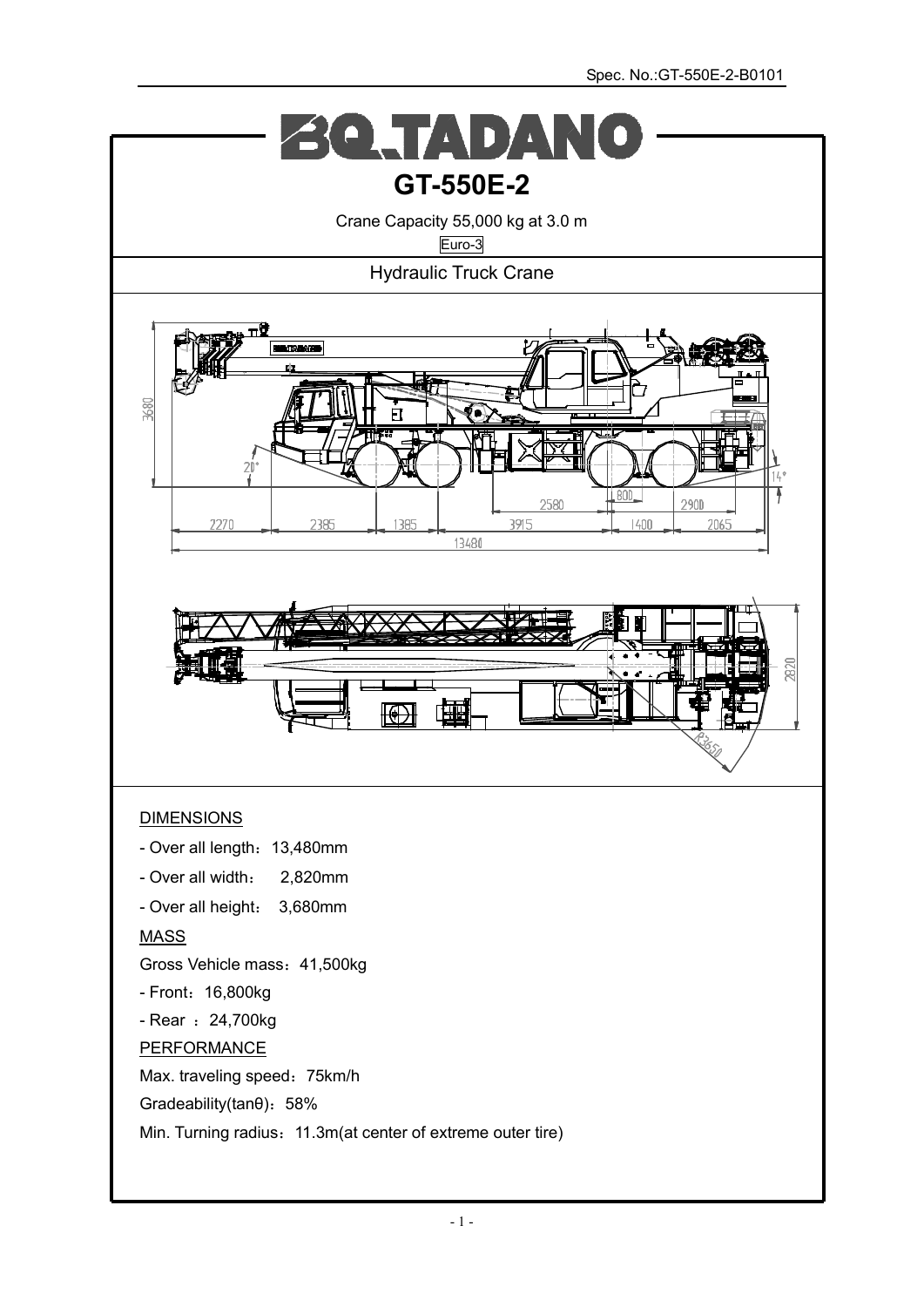# BQ.TADANO

## GT-550E-2

Crane Capacity 55,000 kg at 3.0 m

Euro-3

### Hydraulic Truck Crane

DIMENSIONS

- Over all length：13,480mm
- Over all width：　2,820mm
- Over all height：　3,680mm

MASS

Gross Vehicle mass：41,500kg

- Front：16,800kg
- Rear ：24,700kg

PERFORMANCE

Max. traveling speed：75km/h

Gradeability(tanθ)：58%

Min. Turning radius：11.3m(at center of extreme outer tire)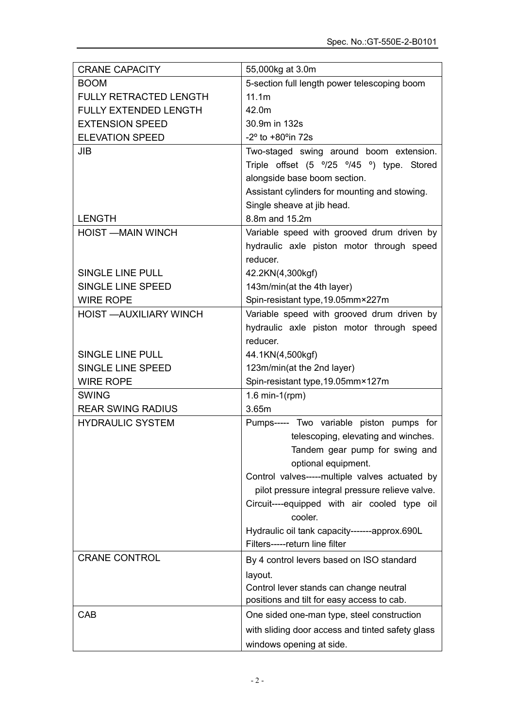| CRANE CAPACITY | 55,000kg at 3.0m |
| --- | --- |
| BOOM<br>FULLY RETRACTED LENGTH<br>FULLY EXTENDED LENGTH<br>EXTENSION SPEED<br>ELEVATION SPEED | 5-section full length power telescoping boom<br>11.1m<br>42.0m<br>30.9m in 132s<br>-2º to +80ºin 72s |
| JIB<br><br><br><br><br>LENGTH | Two-staged swing around boom extension. Triple offset (5 º/25 º/45 º) type. Stored alongside base boom section.<br>Assistant cylinders for mounting and stowing.<br>Single sheave at jib head.<br>8.8m and 15.2m |
| HOIST —MAIN WINCH<br><br><br>SINGLE LINE PULL<br>SINGLE LINE SPEED<br>WIRE ROPE | Variable speed with grooved drum driven by hydraulic axle piston motor through speed reducer.<br>42.2KN(4,300kgf)<br>143m/min(at the 4th layer)<br>Spin-resistant type,19.05mm×227m |
| HOIST —AUXILIARY WINCH<br><br><br>SINGLE LINE PULL<br>SINGLE LINE SPEED<br>WIRE ROPE | Variable speed with grooved drum driven by hydraulic axle piston motor through speed reducer.<br>44.1KN(4,500kgf)<br>123m/min(at the 2nd layer)<br>Spin-resistant type,19.05mm×127m |
| SWING<br>REAR SWING RADIUS | 1.6 min-1(rpm)<br>3.65m |
| HYDRAULIC SYSTEM | Pumps----- Two variable piston pumps for telescoping, elevating and winches. Tandem gear pump for swing and optional equipment.<br>Control valves-----multiple valves actuated by pilot pressure integral pressure relieve valve.<br>Circuit----equipped with air cooled type oil cooler.<br>Hydraulic oil tank capacity-------approx.690L<br>Filters-----return line filter |
| CRANE CONTROL | By 4 control levers based on ISO standard layout.<br>Control lever stands can change neutral positions and tilt for easy access to cab. |
| CAB | One sided one-man type, steel construction with sliding door access and tinted safety glass windows opening at side. |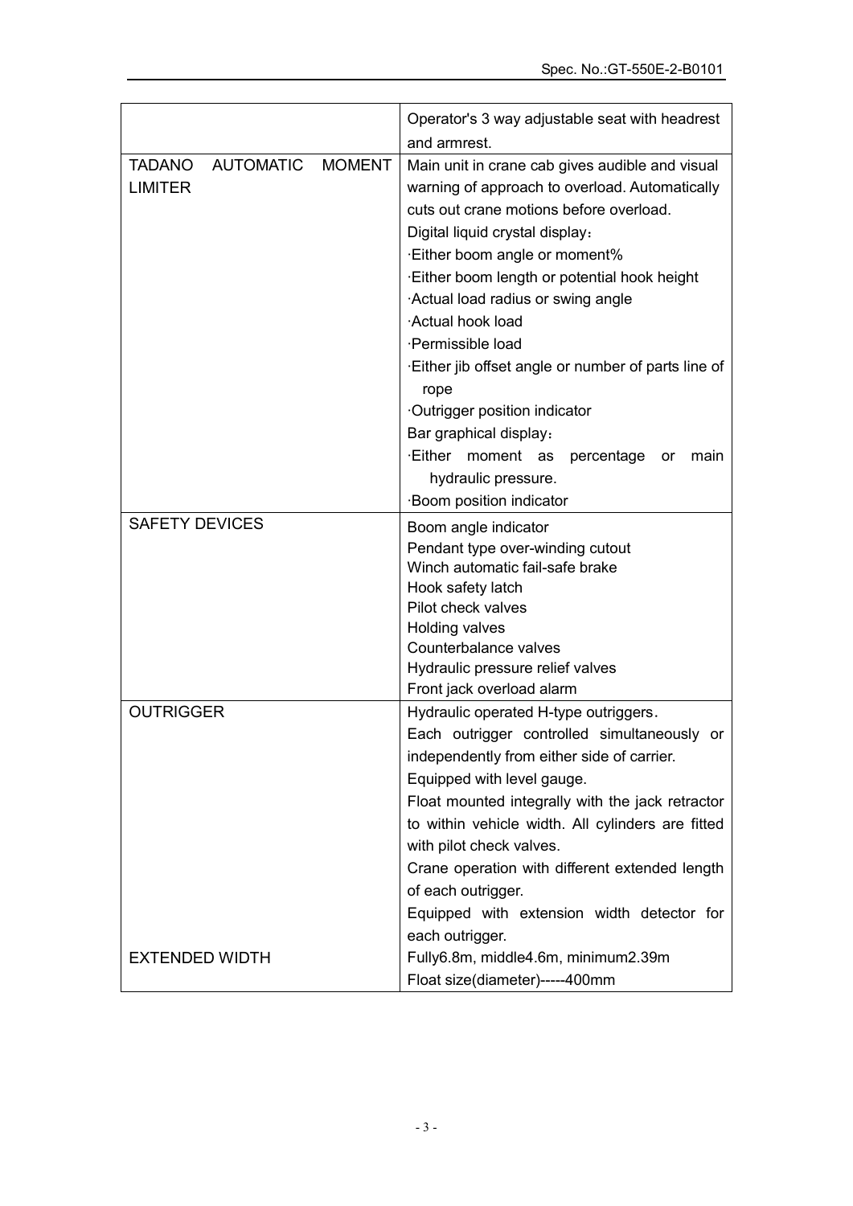| | |
|---|---|
| | Operator's 3 way adjustable seat with headrest and armrest. |
| TADANO AUTOMATIC MOMENT LIMITER | Main unit in crane cab gives audible and visual warning of approach to overload. Automatically cuts out crane motions before overload.<br>Digital liquid crystal display：<br>·Either boom angle or moment%<br>·Either boom length or potential hook height<br>·Actual load radius or swing angle<br>·Actual hook load<br>·Permissible load<br>·Either jib offset angle or number of parts line of rope<br>·Outrigger position indicator<br>Bar graphical display：<br>·Either moment as percentage or main hydraulic pressure.<br>·Boom position indicator |
| SAFETY DEVICES | Boom angle indicator<br>Pendant type over-winding cutout<br>Winch automatic fail-safe brake<br>Hook safety latch<br>Pilot check valves<br>Holding valves<br>Counterbalance valves<br>Hydraulic pressure relief valves<br>Front jack overload alarm |
| OUTRIGGER<br><br><br><br><br><br><br><br><br><br>EXTENDED WIDTH | Hydraulic operated H-type outriggers.<br>Each outrigger controlled simultaneously or independently from either side of carrier.<br>Equipped with level gauge.<br>Float mounted integrally with the jack retractor to within vehicle width. All cylinders are fitted with pilot check valves.<br>Crane operation with different extended length of each outrigger.<br>Equipped with extension width detector for each outrigger.<br>Fully6.8m, middle4.6m, minimum2.39m<br>Float size(diameter)-----400mm |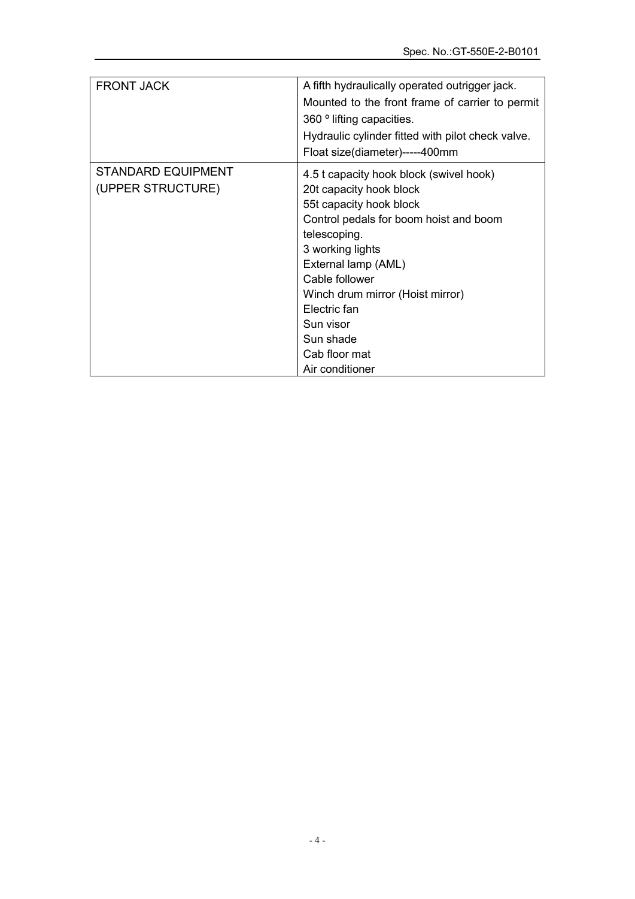| | |
|---|---|
| FRONT JACK | A fifth hydraulically operated outrigger jack.<br>Mounted to the front frame of carrier to permit 360 º lifting capacities.<br>Hydraulic cylinder fitted with pilot check valve.<br>Float size(diameter)-----400mm |
| STANDARD EQUIPMENT (UPPER STRUCTURE) | 4.5 t capacity hook block (swivel hook)<br>20t capacity hook block<br>55t capacity hook block<br>Control pedals for boom hoist and boom telescoping.<br>3 working lights<br>External lamp (AML)<br>Cable follower<br>Winch drum mirror (Hoist mirror)<br>Electric fan<br>Sun visor<br>Sun shade<br>Cab floor mat<br>Air conditioner |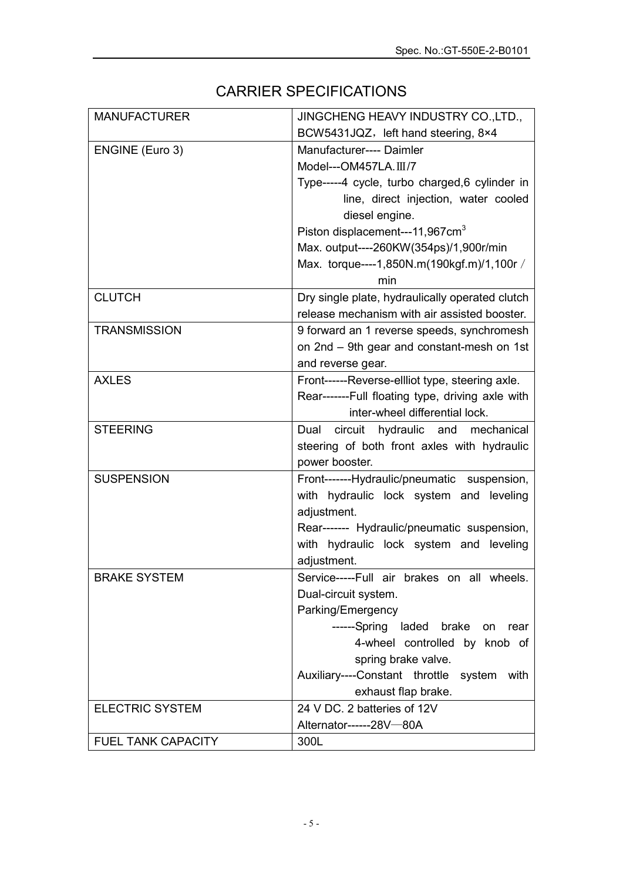# CARRIER SPECIFICATIONS

| | |
|---|---|
| MANUFACTURER | JINGCHENG HEAVY INDUSTRY CO.,LTD., BCW5431JQZ，left hand steering, 8×4 |
| ENGINE (Euro 3) | Manufacturer---- Daimler<br>Model---OM457LA.Ⅲ/7<br>Type-----4 cycle, turbo charged,6 cylinder in line, direct injection, water cooled diesel engine.<br>Piston displacement---11,967cm$^3$<br>Max. output----260KW(354ps)/1,900r/min<br>Max. torque----1,850N.m(190kgf.m)/1,100r／min |
| CLUTCH | Dry single plate, hydraulically operated clutch release mechanism with air assisted booster. |
| TRANSMISSION | 9 forward an 1 reverse speeds, synchromesh on 2nd – 9th gear and constant-mesh on 1st and reverse gear. |
| AXLES | Front------Reverse-ellliot type, steering axle.<br>Rear-------Full floating type, driving axle with inter-wheel differential lock. |
| STEERING | Dual circuit hydraulic and mechanical steering of both front axles with hydraulic power booster. |
| SUSPENSION | Front-------Hydraulic/pneumatic suspension, with hydraulic lock system and leveling adjustment.<br>Rear------- Hydraulic/pneumatic suspension, with hydraulic lock system and leveling adjustment. |
| BRAKE SYSTEM | Service-----Full air brakes on all wheels. Dual-circuit system.<br>Parking/Emergency<br>------Spring laded brake on rear 4-wheel controlled by knob of spring brake valve.<br>Auxiliary----Constant throttle system with exhaust flap brake. |
| ELECTRIC SYSTEM | 24 V DC. 2 batteries of 12V<br>Alternator------28V—80A |
| FUEL TANK CAPACITY | 300L |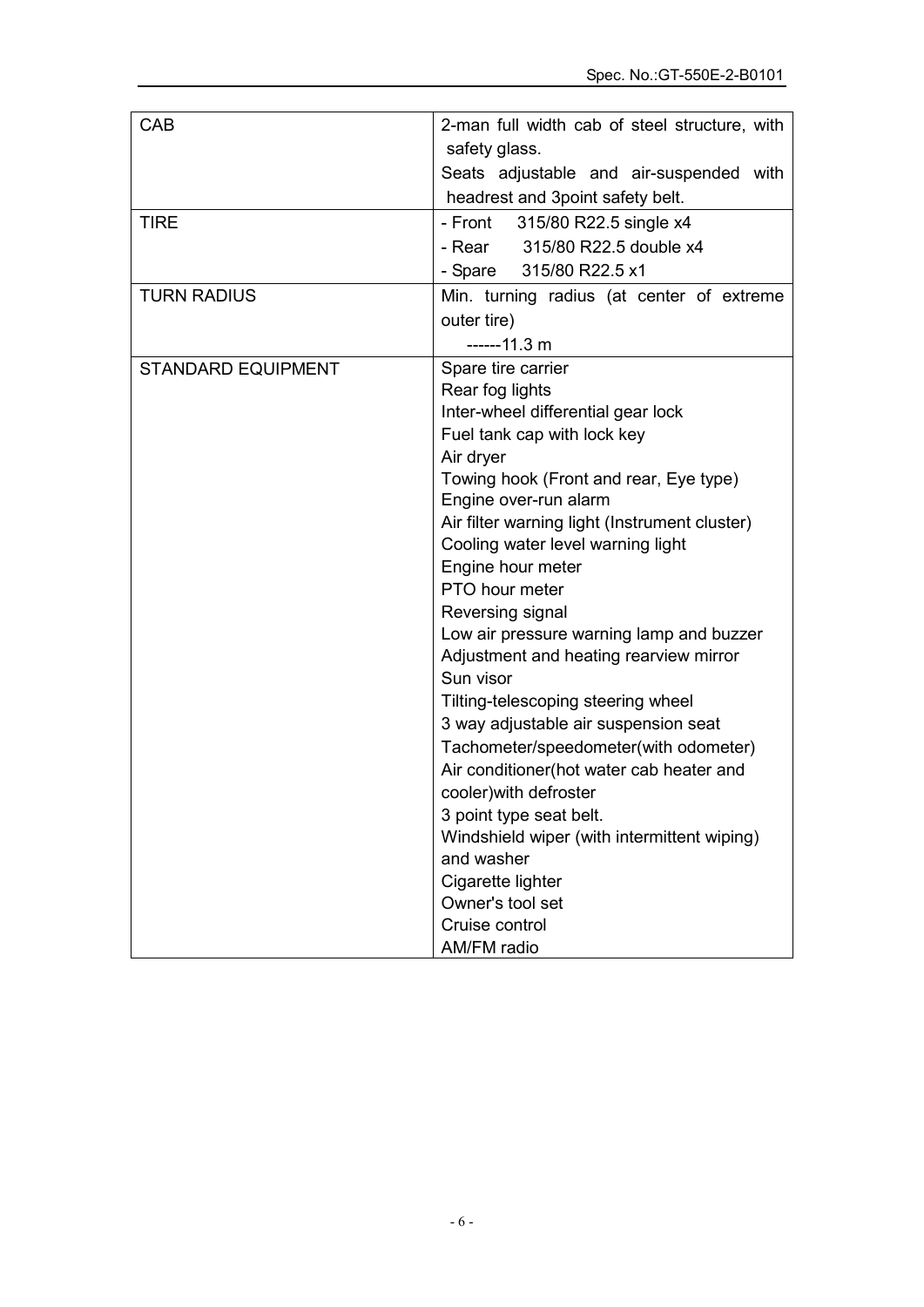| | |
|---|---|
| CAB | 2-man full width cab of steel structure, with safety glass.<br>Seats adjustable and air-suspended with headrest and 3point safety belt. |
| TIRE | - Front 315/80 R22.5 single x4<br>- Rear 315/80 R22.5 double x4<br>- Spare 315/80 R22.5 x1 |
| TURN RADIUS | Min. turning radius (at center of extreme outer tire)<br>------11.3 m |
| STANDARD EQUIPMENT | Spare tire carrier<br>Rear fog lights<br>Inter-wheel differential gear lock<br>Fuel tank cap with lock key<br>Air dryer<br>Towing hook (Front and rear, Eye type)<br>Engine over-run alarm<br>Air filter warning light (Instrument cluster)<br>Cooling water level warning light<br>Engine hour meter<br>PTO hour meter<br>Reversing signal<br>Low air pressure warning lamp and buzzer<br>Adjustment and heating rearview mirror<br>Sun visor<br>Tilting-telescoping steering wheel<br>3 way adjustable air suspension seat<br>Tachometer/speedometer(with odometer)<br>Air conditioner(hot water cab heater and cooler)with defroster<br>3 point type seat belt.<br>Windshield wiper (with intermittent wiping) and washer<br>Cigarette lighter<br>Owner's tool set<br>Cruise control<br>AM/FM radio |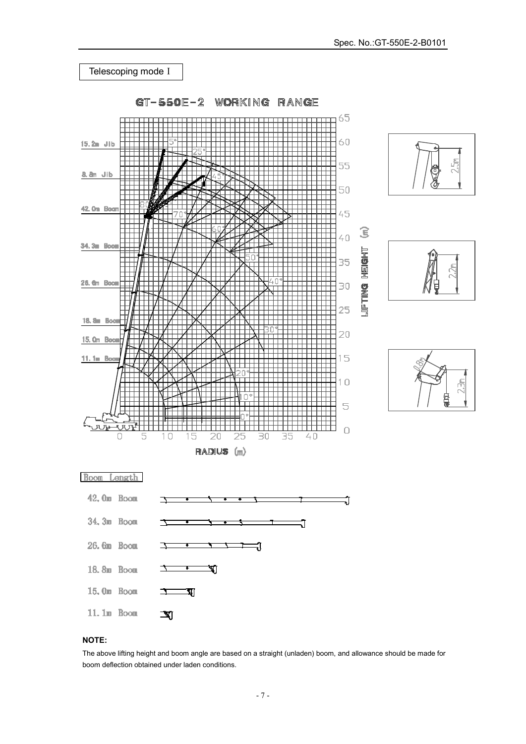Telescoping mode Ⅰ

GT-550E-2 WORKING RANGE

Boom Length

42.0m Boom

34.3m Boom

26.6m Boom

18.8m Boom

15.0m Boom

11.1m Boom

**NOTE:**

The above lifting height and boom angle are based on a straight (unladen) boom, and allowance should be made for boom deflection obtained under laden conditions.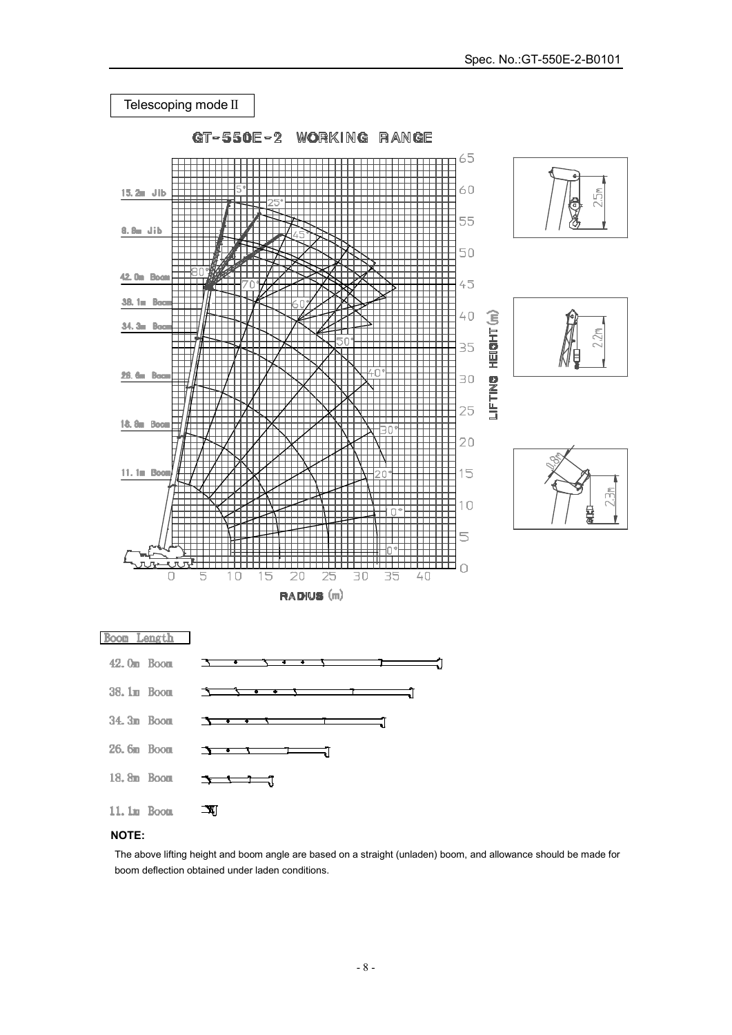Telescoping mode II

## GT-550E-2 WORKING RANGE

15.2m Jib

8.8m Jib

42.0m Boom

38.1m Boom

34.3m Boom

26.6m Boom

18.8m Boom

11.1m Boom

LIFTING HEIGHT (m)

RADIUS (m)

Boom Length

42.0m Boom

38.1m Boom

34.3m Boom

26.6m Boom

18.8m Boom

11.1m Boom

**NOTE:**

The above lifting height and boom angle are based on a straight (unladen) boom, and allowance should be made for boom deflection obtained under laden conditions.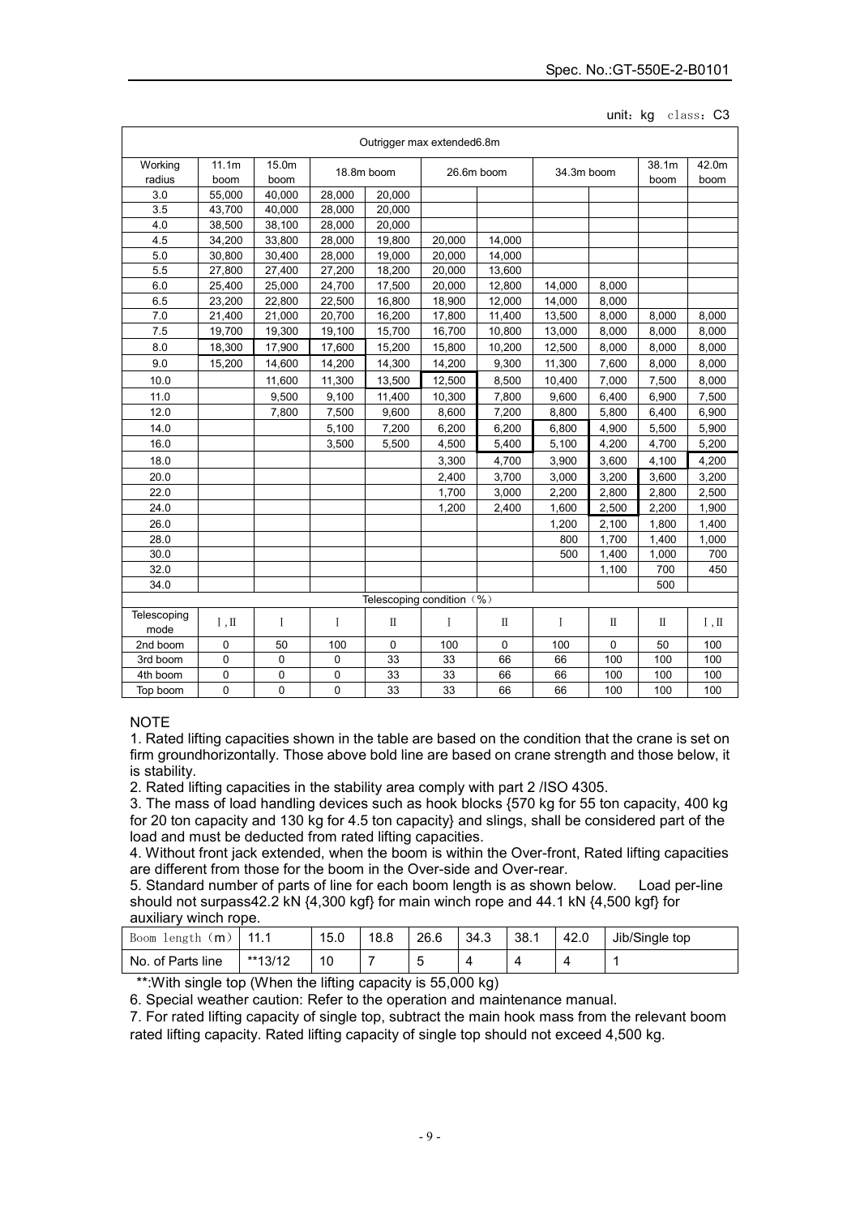unit: kg class: C3

| Outrigger max extended6.8m | | | | | | | | | | |
|---|---|---|---|---|---|---|---|---|---|---|
| Working radius | 11.1m boom | 15.0m boom | 18.8m boom | | 26.6m boom | | 34.3m boom | | 38.1m boom | 42.0m boom |
| 3.0 | 55,000 | 40,000 | 28,000 | 20,000 | | | | | | |
| 3.5 | 43,700 | 40,000 | 28,000 | 20,000 | | | | | | |
| 4.0 | 38,500 | 38,100 | 28,000 | 20,000 | | | | | | |
| 4.5 | 34,200 | 33,800 | 28,000 | 19,800 | 20,000 | 14,000 | | | | |
| 5.0 | 30,800 | 30,400 | 28,000 | 19,000 | 20,000 | 14,000 | | | | |
| 5.5 | 27,800 | 27,400 | 27,200 | 18,200 | 20,000 | 13,600 | | | | |
| 6.0 | 25,400 | 25,000 | 24,700 | 17,500 | 20,000 | 12,800 | 14,000 | 8,000 | | |
| 6.5 | 23,200 | 22,800 | 22,500 | 16,800 | 18,900 | 12,000 | 14,000 | 8,000 | | |
| 7.0 | 21,400 | 21,000 | 20,700 | 16,200 | 17,800 | 11,400 | 13,500 | 8,000 | 8,000 | 8,000 |
| 7.5 | 19,700 | 19,300 | 19,100 | 15,700 | 16,700 | 10,800 | 13,000 | 8,000 | 8,000 | 8,000 |
| 8.0 | 18,300 | 17,900 | 17,600 | 15,200 | 15,800 | 10,200 | 12,500 | 8,000 | 8,000 | 8,000 |
| 9.0 | 15,200 | 14,600 | 14,200 | 14,300 | 14,200 | 9,300 | 11,300 | 7,600 | 8,000 | 8,000 |
| 10.0 | | 11,600 | 11,300 | 13,500 | 12,500 | 8,500 | 10,400 | 7,000 | 7,500 | 8,000 |
| 11.0 | | 9,500 | 9,100 | 11,400 | 10,300 | 7,800 | 9,600 | 6,400 | 6,900 | 7,500 |
| 12.0 | | 7,800 | 7,500 | 9,600 | 8,600 | 7,200 | 8,800 | 5,800 | 6,400 | 6,900 |
| 14.0 | | | 5,100 | 7,200 | 6,200 | 6,200 | 6,800 | 4,900 | 5,500 | 5,900 |
| 16.0 | | | 3,500 | 5,500 | 4,500 | 5,400 | 5,100 | 4,200 | 4,700 | 5,200 |
| 18.0 | | | | | 3,300 | 4,700 | 3,900 | 3,600 | 4,100 | 4,200 |
| 20.0 | | | | | 2,400 | 3,700 | 3,000 | 3,200 | 3,600 | 3,200 |
| 22.0 | | | | | 1,700 | 3,000 | 2,200 | 2,800 | 2,800 | 2,500 |
| 24.0 | | | | | 1,200 | 2,400 | 1,600 | 2,500 | 2,200 | 1,900 |
| 26.0 | | | | | | | 1,200 | 2,100 | 1,800 | 1,400 |
| 28.0 | | | | | | | 800 | 1,700 | 1,400 | 1,000 |
| 30.0 | | | | | | | 500 | 1,400 | 1,000 | 700 |
| 32.0 | | | | | | | | 1,100 | 700 | 450 |
| 34.0 | | | | | | | | | 500 | |
| Telescoping condition (%) | | | | | | | | | | |
| Telescoping mode | Ⅰ, Ⅱ | Ⅰ | Ⅰ | Ⅱ | Ⅰ | Ⅱ | Ⅰ | Ⅱ | Ⅱ | Ⅰ, Ⅱ |
| 2nd boom | 0 | 50 | 100 | 0 | 100 | 0 | 100 | 0 | 50 | 100 |
| 3rd boom | 0 | 0 | 0 | 33 | 33 | 66 | 66 | 100 | 100 | 100 |
| 4th boom | 0 | 0 | 0 | 33 | 33 | 66 | 66 | 100 | 100 | 100 |
| Top boom | 0 | 0 | 0 | 33 | 33 | 66 | 66 | 100 | 100 | 100 |

NOTE

1. Rated lifting capacities shown in the table are based on the condition that the crane is set on firm groundhorizontally. Those above bold line are based on crane strength and those below, it is stability.
2. Rated lifting capacities in the stability area comply with part 2 /ISO 4305.
3. The mass of load handling devices such as hook blocks {570 kg for 55 ton capacity, 400 kg for 20 ton capacity and 130 kg for 4.5 ton capacity} and slings, shall be considered part of the load and must be deducted from rated lifting capacities.
4. Without front jack extended, when the boom is within the Over-front, Rated lifting capacities are different from those for the boom in the Over-side and Over-rear.
5. Standard number of parts of line for each boom length is as shown below. Load per-line should not surpass42.2 kN {4,300 kgf} for main winch rope and 44.1 kN {4,500 kgf} for auxiliary winch rope.

| Boom length (m) | 11.1 | 15.0 | 18.8 | 26.6 | 34.3 | 38.1 | 42.0 | Jib/Single top |
|---|---|---|---|---|---|---|---|---|
| No. of Parts line | **13/12 | 10 | 7 | 5 | 4 | 4 | 4 | 1 |

**:With single top (When the lifting capacity is 55,000 kg)

6. Special weather caution: Refer to the operation and maintenance manual.
7. For rated lifting capacity of single top, subtract the main hook mass from the relevant boom rated lifting capacity. Rated lifting capacity of single top should not exceed 4,500 kg.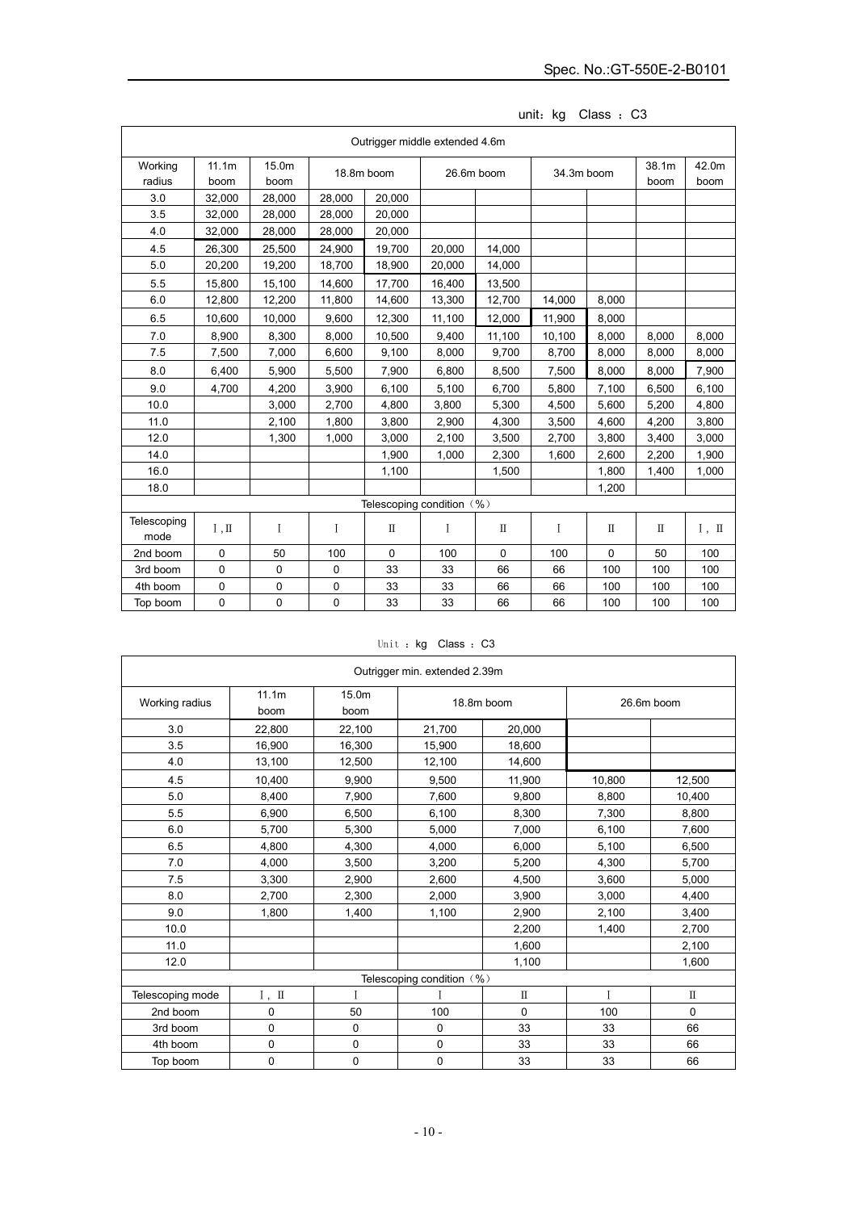unit：kg　Class ：C3

| Outrigger middle extended 4.6m | | | | | | | | | | |
|---|---|---|---|---|---|---|---|---|---|---|
| Working radius | 11.1m boom | 15.0m boom | 18.8m boom | | 26.6m boom | | 34.3m boom | | 38.1m boom | 42.0m boom |
| 3.0 | 32,000 | 28,000 | 28,000 | 20,000 | | | | | | |
| 3.5 | 32,000 | 28,000 | 28,000 | 20,000 | | | | | | |
| 4.0 | 32,000 | 28,000 | 28,000 | 20,000 | | | | | | |
| 4.5 | 26,300 | 25,500 | 24,900 | 19,700 | 20,000 | 14,000 | | | | |
| 5.0 | 20,200 | 19,200 | 18,700 | 18,900 | 20,000 | 14,000 | | | | |
| 5.5 | 15,800 | 15,100 | 14,600 | 17,700 | 16,400 | 13,500 | | | | |
| 6.0 | 12,800 | 12,200 | 11,800 | 14,600 | 13,300 | 12,700 | 14,000 | 8,000 | | |
| 6.5 | 10,600 | 10,000 | 9,600 | 12,300 | 11,100 | 12,000 | 11,900 | 8,000 | | |
| 7.0 | 8,900 | 8,300 | 8,000 | 10,500 | 9,400 | 11,100 | 10,100 | 8,000 | 8,000 | 8,000 |
| 7.5 | 7,500 | 7,000 | 6,600 | 9,100 | 8,000 | 9,700 | 8,700 | 8,000 | 8,000 | 8,000 |
| 8.0 | 6,400 | 5,900 | 5,500 | 7,900 | 6,800 | 8,500 | 7,500 | 8,000 | 8,000 | 7,900 |
| 9.0 | 4,700 | 4,200 | 3,900 | 6,100 | 5,100 | 6,700 | 5,800 | 7,100 | 6,500 | 6,100 |
| 10.0 | | 3,000 | 2,700 | 4,800 | 3,800 | 5,300 | 4,500 | 5,600 | 5,200 | 4,800 |
| 11.0 | | 2,100 | 1,800 | 3,800 | 2,900 | 4,300 | 3,500 | 4,600 | 4,200 | 3,800 |
| 12.0 | | 1,300 | 1,000 | 3,000 | 2,100 | 3,500 | 2,700 | 3,800 | 3,400 | 3,000 |
| 14.0 | | | | 1,900 | 1,000 | 2,300 | 1,600 | 2,600 | 2,200 | 1,900 |
| 16.0 | | | | 1,100 | | 1,500 | | 1,800 | 1,400 | 1,000 |
| 18.0 | | | | | | | | 1,200 | | |
| Telescoping condition（%） | | | | | | | | | | |
| Telescoping mode | Ⅰ,Ⅱ | Ⅰ | Ⅰ | Ⅱ | Ⅰ | Ⅱ | Ⅰ | Ⅱ | Ⅱ | Ⅰ, Ⅱ |
| 2nd boom | 0 | 50 | 100 | 0 | 100 | 0 | 100 | 0 | 50 | 100 |
| 3rd boom | 0 | 0 | 0 | 33 | 33 | 66 | 66 | 100 | 100 | 100 |
| 4th boom | 0 | 0 | 0 | 33 | 33 | 66 | 66 | 100 | 100 | 100 |
| Top boom | 0 | 0 | 0 | 33 | 33 | 66 | 66 | 100 | 100 | 100 |

Unit ：kg　Class ：C3

| Outrigger min. extended 2.39m | | | | | | |
|---|---|---|---|---|---|---|
| Working radius | 11.1m boom | 15.0m boom | 18.8m boom | | 26.6m boom | |
| 3.0 | 22,800 | 22,100 | 21,700 | 20,000 | | |
| 3.5 | 16,900 | 16,300 | 15,900 | 18,600 | | |
| 4.0 | 13,100 | 12,500 | 12,100 | 14,600 | | |
| 4.5 | 10,400 | 9,900 | 9,500 | 11,900 | 10,800 | 12,500 |
| 5.0 | 8,400 | 7,900 | 7,600 | 9,800 | 8,800 | 10,400 |
| 5.5 | 6,900 | 6,500 | 6,100 | 8,300 | 7,300 | 8,800 |
| 6.0 | 5,700 | 5,300 | 5,000 | 7,000 | 6,100 | 7,600 |
| 6.5 | 4,800 | 4,300 | 4,000 | 6,000 | 5,100 | 6,500 |
| 7.0 | 4,000 | 3,500 | 3,200 | 5,200 | 4,300 | 5,700 |
| 7.5 | 3,300 | 2,900 | 2,600 | 4,500 | 3,600 | 5,000 |
| 8.0 | 2,700 | 2,300 | 2,000 | 3,900 | 3,000 | 4,400 |
| 9.0 | 1,800 | 1,400 | 1,100 | 2,900 | 2,100 | 3,400 |
| 10.0 | | | | 2,200 | 1,400 | 2,700 |
| 11.0 | | | | 1,600 | | 2,100 |
| 12.0 | | | | 1,100 | | 1,600 |
| Telescoping condition（%） | | | | | | |
| Telescoping mode | Ⅰ, Ⅱ | Ⅰ | Ⅰ | Ⅱ | Ⅰ | Ⅱ |
| 2nd boom | 0 | 50 | 100 | 0 | 100 | 0 |
| 3rd boom | 0 | 0 | 0 | 33 | 33 | 66 |
| 4th boom | 0 | 0 | 0 | 33 | 33 | 66 |
| Top boom | 0 | 0 | 0 | 33 | 33 | 66 |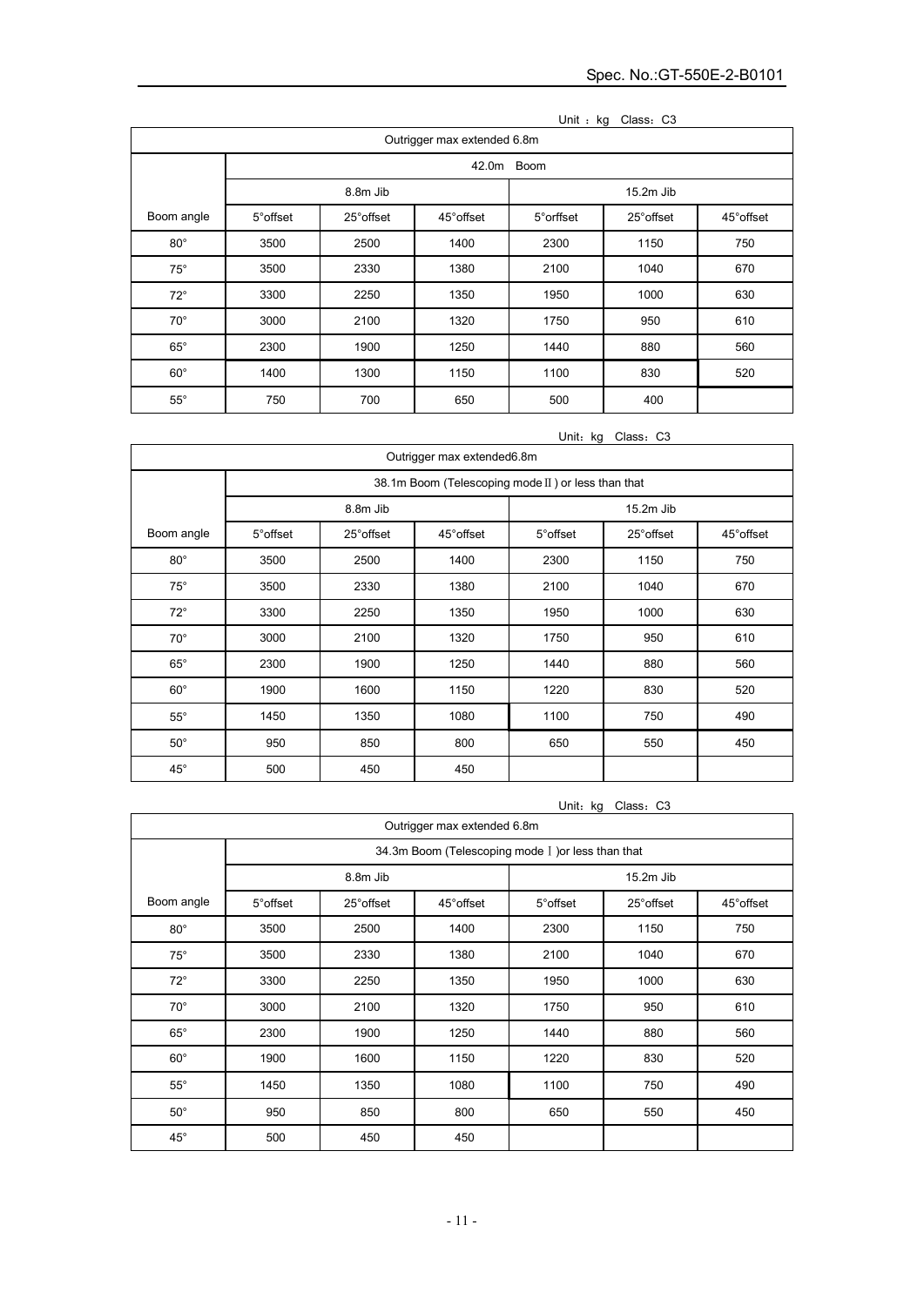Unit ：kg Class：C3

| Outrigger max extended 6.8m | | | | | | |
|---|---|---|---|---|---|---|
| | 42.0m Boom | | | | | |
| | 8.8m Jib | | | 15.2m Jib | | |
| Boom angle | 5°offset | 25°offset | 45°offset | 5°orffset | 25°offset | 45°offset |
| 80° | 3500 | 2500 | 1400 | 2300 | 1150 | 750 |
| 75° | 3500 | 2330 | 1380 | 2100 | 1040 | 670 |
| 72° | 3300 | 2250 | 1350 | 1950 | 1000 | 630 |
| 70° | 3000 | 2100 | 1320 | 1750 | 950 | 610 |
| 65° | 2300 | 1900 | 1250 | 1440 | 880 | 560 |
| 60° | 1400 | 1300 | 1150 | 1100 | 830 | 520 |
| 55° | 750 | 700 | 650 | 500 | 400 | |

Unit：kg Class：C3

| Outrigger max extended6.8m | | | | | | |
|---|---|---|---|---|---|---|
| | 38.1m Boom (Telescoping mode Ⅱ) or less than that | | | | | |
| | 8.8m Jib | | | 15.2m Jib | | |
| Boom angle | 5°offset | 25°offset | 45°offset | 5°offset | 25°offset | 45°offset |
| 80° | 3500 | 2500 | 1400 | 2300 | 1150 | 750 |
| 75° | 3500 | 2330 | 1380 | 2100 | 1040 | 670 |
| 72° | 3300 | 2250 | 1350 | 1950 | 1000 | 630 |
| 70° | 3000 | 2100 | 1320 | 1750 | 950 | 610 |
| 65° | 2300 | 1900 | 1250 | 1440 | 880 | 560 |
| 60° | 1900 | 1600 | 1150 | 1220 | 830 | 520 |
| 55° | 1450 | 1350 | 1080 | 1100 | 750 | 490 |
| 50° | 950 | 850 | 800 | 650 | 550 | 450 |
| 45° | 500 | 450 | 450 | | | |

Unit：kg Class：C3

| Outrigger max extended 6.8m | | | | | | |
|---|---|---|---|---|---|---|
| | 34.3m Boom (Telescoping mode Ⅰ)or less than that | | | | | |
| | 8.8m Jib | | | 15.2m Jib | | |
| Boom angle | 5°offset | 25°offset | 45°offset | 5°offset | 25°offset | 45°offset |
| 80° | 3500 | 2500 | 1400 | 2300 | 1150 | 750 |
| 75° | 3500 | 2330 | 1380 | 2100 | 1040 | 670 |
| 72° | 3300 | 2250 | 1350 | 1950 | 1000 | 630 |
| 70° | 3000 | 2100 | 1320 | 1750 | 950 | 610 |
| 65° | 2300 | 1900 | 1250 | 1440 | 880 | 560 |
| 60° | 1900 | 1600 | 1150 | 1220 | 830 | 520 |
| 55° | 1450 | 1350 | 1080 | 1100 | 750 | 490 |
| 50° | 950 | 850 | 800 | 650 | 550 | 450 |
| 45° | 500 | 450 | 450 | | | |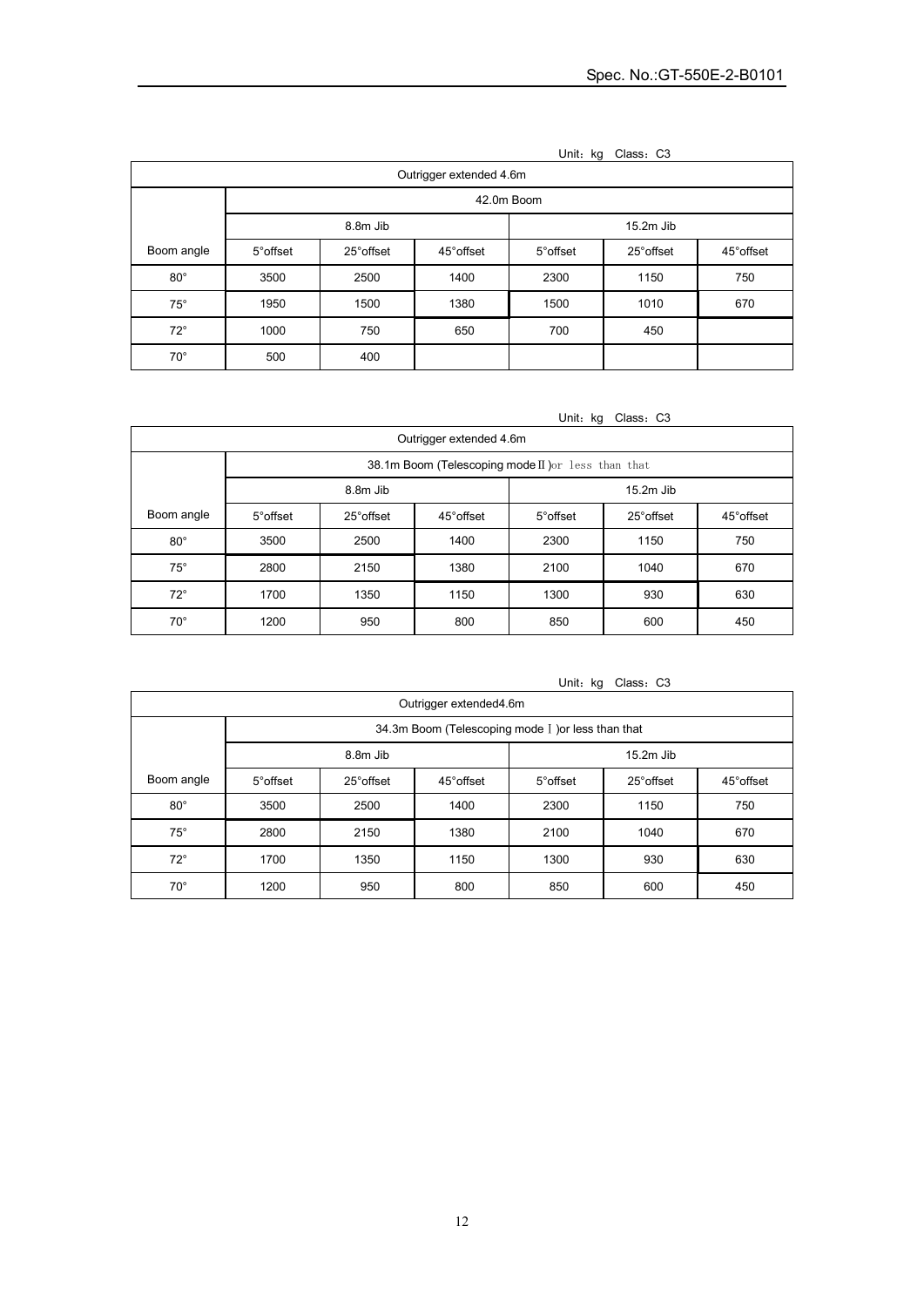Unit：kg Class：C3

| Outrigger extended 4.6m | | | | | | |
|---|---|---|---|---|---|---|
| | 42.0m Boom | | | | | |
| | 8.8m Jib | | | 15.2m Jib | | |
| Boom angle | 5°offset | 25°offset | 45°offset | 5°offset | 25°offset | 45°offset |
| 80° | 3500 | 2500 | 1400 | 2300 | 1150 | 750 |
| 75° | 1950 | 1500 | 1380 | 1500 | 1010 | 670 |
| 72° | 1000 | 750 | 650 | 700 | 450 | |
| 70° | 500 | 400 | | | | |

Unit：kg Class：C3

| Outrigger extended 4.6m | | | | | | |
|---|---|---|---|---|---|---|
| | 38.1m Boom (Telescoping mode Ⅱ)or less than that | | | | | |
| | 8.8m Jib | | | 15.2m Jib | | |
| Boom angle | 5°offset | 25°offset | 45°offset | 5°offset | 25°offset | 45°offset |
| 80° | 3500 | 2500 | 1400 | 2300 | 1150 | 750 |
| 75° | 2800 | 2150 | 1380 | 2100 | 1040 | 670 |
| 72° | 1700 | 1350 | 1150 | 1300 | 930 | 630 |
| 70° | 1200 | 950 | 800 | 850 | 600 | 450 |

Unit：kg Class：C3

| Outrigger extended4.6m | | | | | | |
|---|---|---|---|---|---|---|
| | 34.3m Boom (Telescoping mode Ⅰ)or less than that | | | | | |
| | 8.8m Jib | | | 15.2m Jib | | |
| Boom angle | 5°offset | 25°offset | 45°offset | 5°offset | 25°offset | 45°offset |
| 80° | 3500 | 2500 | 1400 | 2300 | 1150 | 750 |
| 75° | 2800 | 2150 | 1380 | 2100 | 1040 | 670 |
| 72° | 1700 | 1350 | 1150 | 1300 | 930 | 630 |
| 70° | 1200 | 950 | 800 | 850 | 600 | 450 |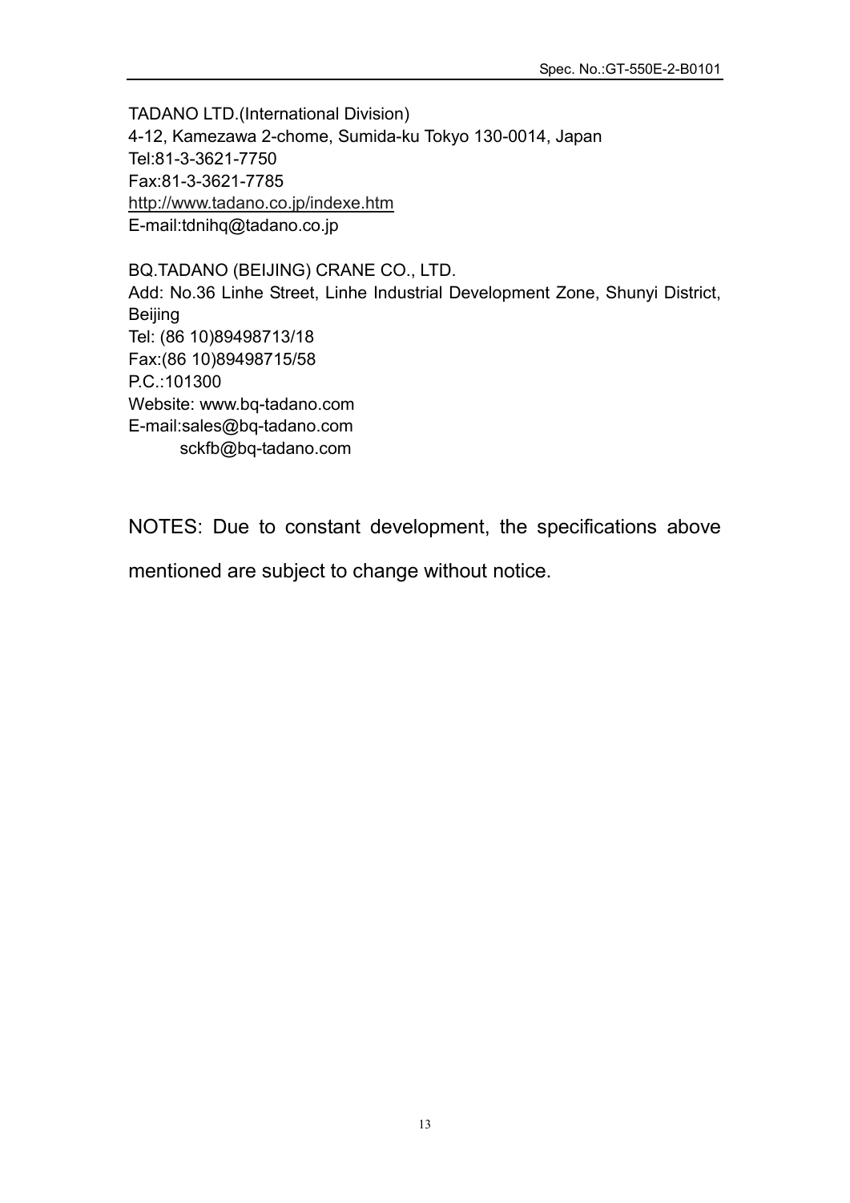TADANO LTD.(International Division)
4-12, Kamezawa 2-chome, Sumida-ku Tokyo 130-0014, Japan
Tel:81-3-3621-7750
Fax:81-3-3621-7785
http://www.tadano.co.jp/indexe.htm
E-mail:tdnihq@tadano.co.jp

BQ.TADANO (BEIJING) CRANE CO., LTD.
Add: No.36 Linhe Street, Linhe Industrial Development Zone, Shunyi District, Beijing
Tel: (86 10)89498713/18
Fax:(86 10)89498715/58
P.C.:101300
Website: www.bq-tadano.com
E-mail:sales@bq-tadano.com
sckfb@bq-tadano.com

NOTES: Due to constant development, the specifications above mentioned are subject to change without notice.